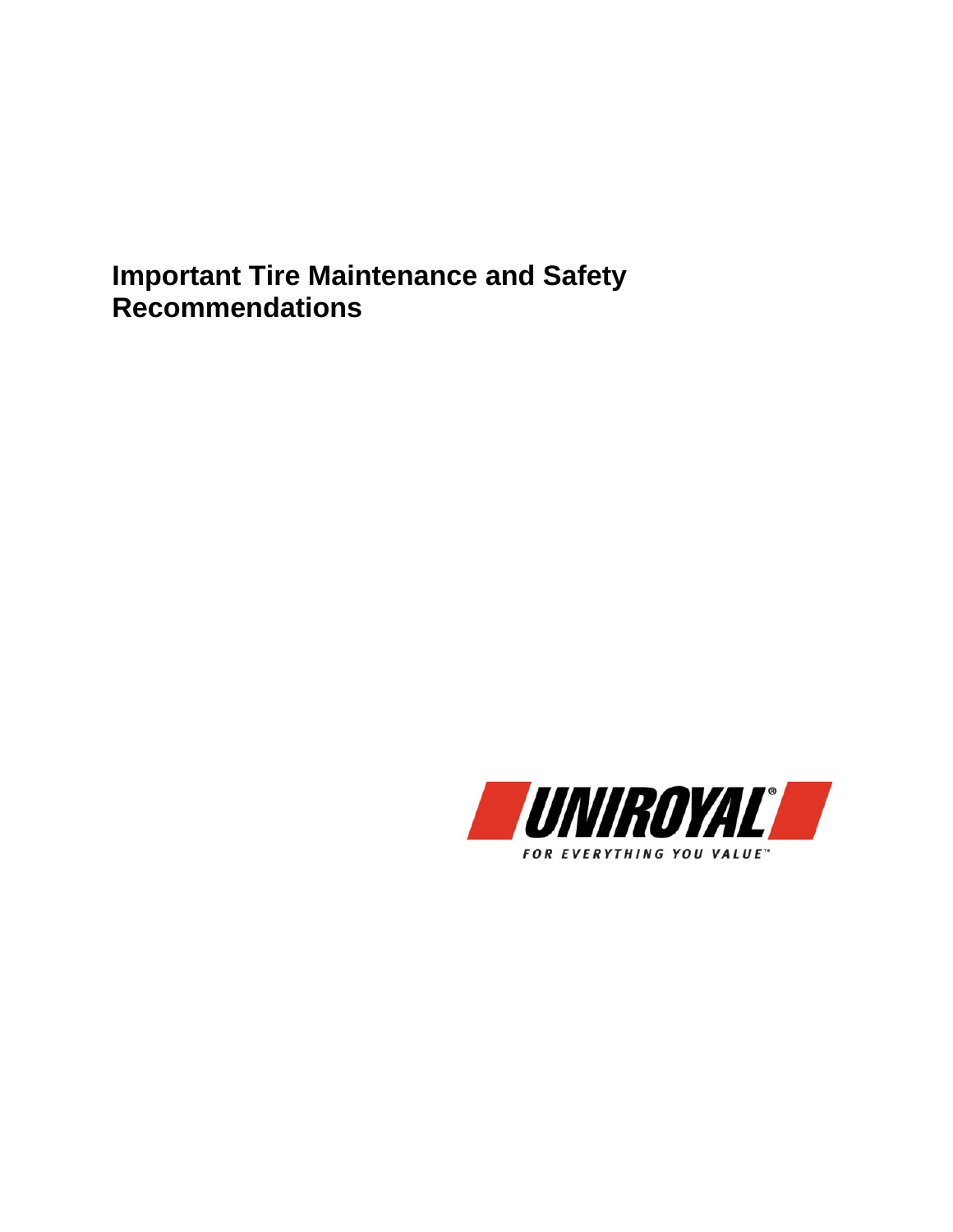# Important Tire Maintenance and Safety Recommendations

UNIROYAL®

FOR EVERYTHING YOU VALUE™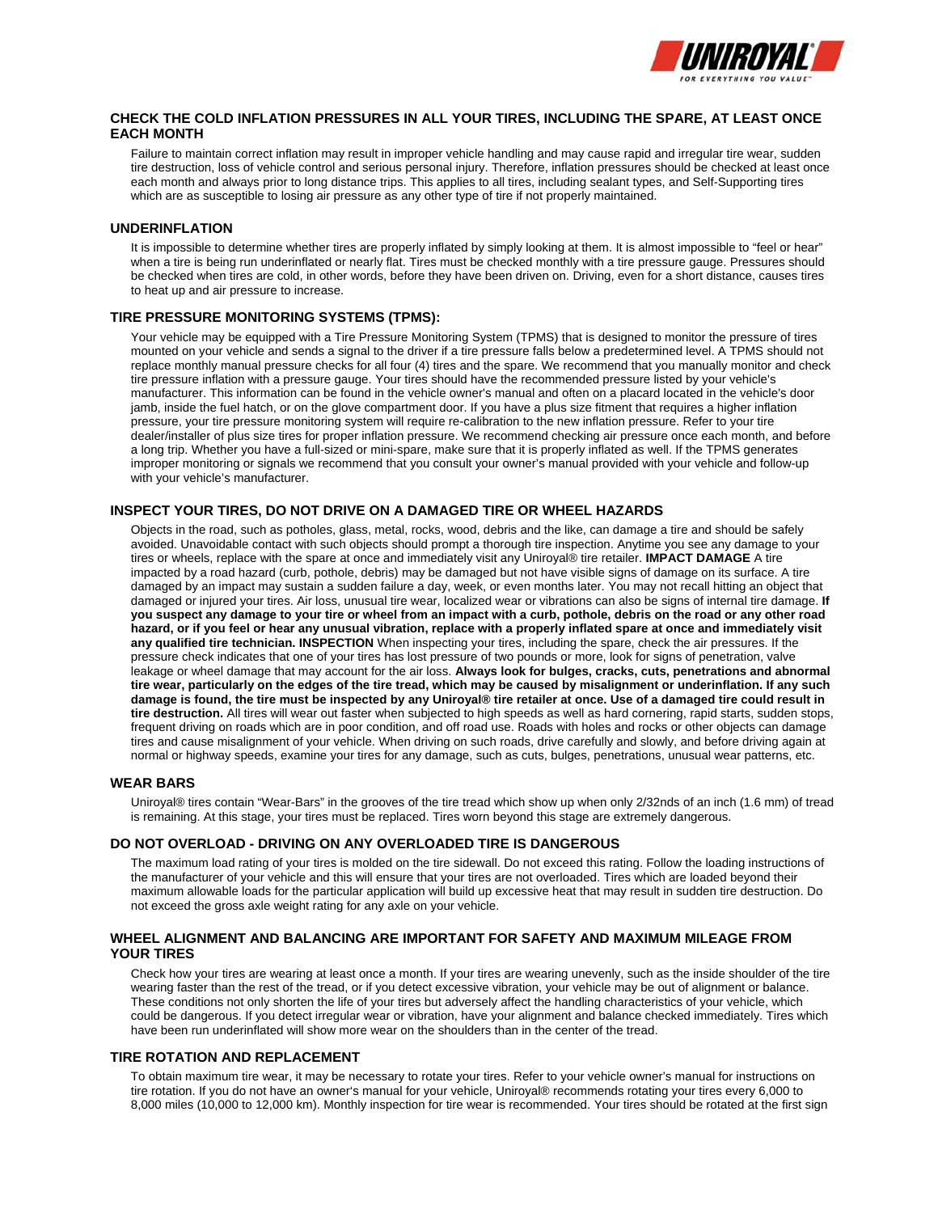## CHECK THE COLD INFLATION PRESSURES IN ALL YOUR TIRES, INCLUDING THE SPARE, AT LEAST ONCE EACH MONTH

Failure to maintain correct inflation may result in improper vehicle handling and may cause rapid and irregular tire wear, sudden tire destruction, loss of vehicle control and serious personal injury. Therefore, inflation pressures should be checked at least once each month and always prior to long distance trips. This applies to all tires, including sealant types, and Self-Supporting tires which are as susceptible to losing air pressure as any other type of tire if not properly maintained.

## UNDERINFLATION

It is impossible to determine whether tires are properly inflated by simply looking at them. It is almost impossible to "feel or hear" when a tire is being run underinflated or nearly flat. Tires must be checked monthly with a tire pressure gauge. Pressures should be checked when tires are cold, in other words, before they have been driven on. Driving, even for a short distance, causes tires to heat up and air pressure to increase.

## TIRE PRESSURE MONITORING SYSTEMS (TPMS):

Your vehicle may be equipped with a Tire Pressure Monitoring System (TPMS) that is designed to monitor the pressure of tires mounted on your vehicle and sends a signal to the driver if a tire pressure falls below a predetermined level. A TPMS should not replace monthly manual pressure checks for all four (4) tires and the spare. We recommend that you manually monitor and check tire pressure inflation with a pressure gauge. Your tires should have the recommended pressure listed by your vehicle's manufacturer. This information can be found in the vehicle owner's manual and often on a placard located in the vehicle's door jamb, inside the fuel hatch, or on the glove compartment door. If you have a plus size fitment that requires a higher inflation pressure, your tire pressure monitoring system will require re-calibration to the new inflation pressure. Refer to your tire dealer/installer of plus size tires for proper inflation pressure. We recommend checking air pressure once each month, and before a long trip. Whether you have a full-sized or mini-spare, make sure that it is properly inflated as well. If the TPMS generates improper monitoring or signals we recommend that you consult your owner's manual provided with your vehicle and follow-up with your vehicle's manufacturer.

## INSPECT YOUR TIRES, DO NOT DRIVE ON A DAMAGED TIRE OR WHEEL HAZARDS

Objects in the road, such as potholes, glass, metal, rocks, wood, debris and the like, can damage a tire and should be safely avoided. Unavoidable contact with such objects should prompt a thorough tire inspection. Anytime you see any damage to your tires or wheels, replace with the spare at once and immediately visit any Uniroyal® tire retailer. **IMPACT DAMAGE** A tire impacted by a road hazard (curb, pothole, debris) may be damaged but not have visible signs of damage on its surface. A tire damaged by an impact may sustain a sudden failure a day, week, or even months later. You may not recall hitting an object that damaged or injured your tires. Air loss, unusual tire wear, localized wear or vibrations can also be signs of internal tire damage. **If you suspect any damage to your tire or wheel from an impact with a curb, pothole, debris on the road or any other road hazard, or if you feel or hear any unusual vibration, replace with a properly inflated spare at once and immediately visit any qualified tire technician.** **INSPECTION** When inspecting your tires, including the spare, check the air pressures. If the pressure check indicates that one of your tires has lost pressure of two pounds or more, look for signs of penetration, valve leakage or wheel damage that may account for the air loss. **Always look for bulges, cracks, cuts, penetrations and abnormal tire wear, particularly on the edges of the tire tread, which may be caused by misalignment or underinflation. If any such damage is found, the tire must be inspected by any Uniroyal® tire retailer at once. Use of a damaged tire could result in tire destruction.** All tires will wear out faster when subjected to high speeds as well as hard cornering, rapid starts, sudden stops, frequent driving on roads which are in poor condition, and off road use. Roads with holes and rocks or other objects can damage tires and cause misalignment of your vehicle. When driving on such roads, drive carefully and slowly, and before driving again at normal or highway speeds, examine your tires for any damage, such as cuts, bulges, penetrations, unusual wear patterns, etc.

## WEAR BARS

Uniroyal® tires contain "Wear-Bars" in the grooves of the tire tread which show up when only 2/32nds of an inch (1.6 mm) of tread is remaining. At this stage, your tires must be replaced. Tires worn beyond this stage are extremely dangerous.

## DO NOT OVERLOAD - DRIVING ON ANY OVERLOADED TIRE IS DANGEROUS

The maximum load rating of your tires is molded on the tire sidewall. Do not exceed this rating. Follow the loading instructions of the manufacturer of your vehicle and this will ensure that your tires are not overloaded. Tires which are loaded beyond their maximum allowable loads for the particular application will build up excessive heat that may result in sudden tire destruction. Do not exceed the gross axle weight rating for any axle on your vehicle.

## WHEEL ALIGNMENT AND BALANCING ARE IMPORTANT FOR SAFETY AND MAXIMUM MILEAGE FROM YOUR TIRES

Check how your tires are wearing at least once a month. If your tires are wearing unevenly, such as the inside shoulder of the tire wearing faster than the rest of the tread, or if you detect excessive vibration, your vehicle may be out of alignment or balance. These conditions not only shorten the life of your tires but adversely affect the handling characteristics of your vehicle, which could be dangerous. If you detect irregular wear or vibration, have your alignment and balance checked immediately. Tires which have been run underinflated will show more wear on the shoulders than in the center of the tread.

## TIRE ROTATION AND REPLACEMENT

To obtain maximum tire wear, it may be necessary to rotate your tires. Refer to your vehicle owner's manual for instructions on tire rotation. If you do not have an owner's manual for your vehicle, Uniroyal® recommends rotating your tires every 6,000 to 8,000 miles (10,000 to 12,000 km). Monthly inspection for tire wear is recommended. Your tires should be rotated at the first sign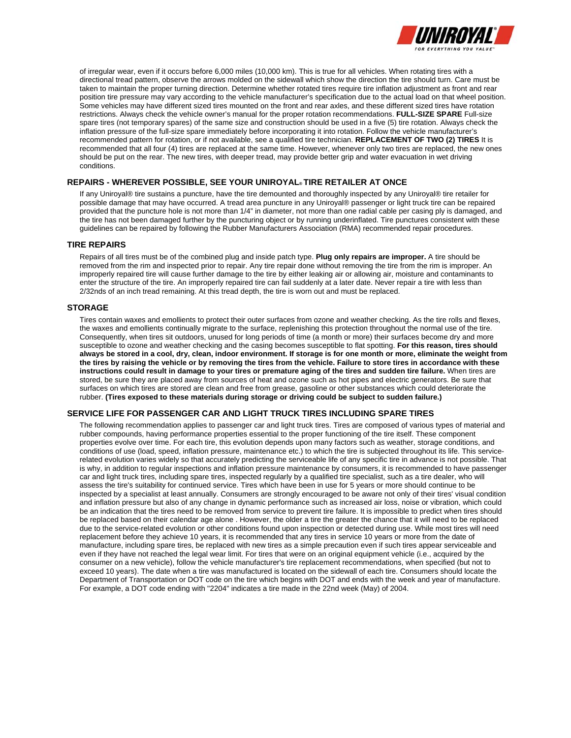of irregular wear, even if it occurs before 6,000 miles (10,000 km). This is true for all vehicles. When rotating tires with a directional tread pattern, observe the arrows molded on the sidewall which show the direction the tire should turn. Care must be taken to maintain the proper turning direction. Determine whether rotated tires require tire inflation adjustment as front and rear position tire pressure may vary according to the vehicle manufacturer's specification due to the actual load on that wheel position. Some vehicles may have different sized tires mounted on the front and rear axles, and these different sized tires have rotation restrictions. Always check the vehicle owner's manual for the proper rotation recommendations. **FULL-SIZE SPARE** Full-size spare tires (not temporary spares) of the same size and construction should be used in a five (5) tire rotation. Always check the inflation pressure of the full-size spare immediately before incorporating it into rotation. Follow the vehicle manufacturer's recommended pattern for rotation, or if not available, see a qualified tire technician. **REPLACEMENT OF TWO (2) TIRES** It is recommended that all four (4) tires are replaced at the same time. However, whenever only two tires are replaced, the new ones should be put on the rear. The new tires, with deeper tread, may provide better grip and water evacuation in wet driving conditions.

## REPAIRS - WHEREVER POSSIBLE, SEE YOUR UNIROYAL® TIRE RETAILER AT ONCE

If any Uniroyal® tire sustains a puncture, have the tire demounted and thoroughly inspected by any Uniroyal® tire retailer for possible damage that may have occurred. A tread area puncture in any Uniroyal® passenger or light truck tire can be repaired provided that the puncture hole is not more than 1/4" in diameter, not more than one radial cable per casing ply is damaged, and the tire has not been damaged further by the puncturing object or by running underinflated. Tire punctures consistent with these guidelines can be repaired by following the Rubber Manufacturers Association (RMA) recommended repair procedures.

## TIRE REPAIRS

Repairs of all tires must be of the combined plug and inside patch type. **Plug only repairs are improper.** A tire should be removed from the rim and inspected prior to repair. Any tire repair done without removing the tire from the rim is improper. An improperly repaired tire will cause further damage to the tire by either leaking air or allowing air, moisture and contaminants to enter the structure of the tire. An improperly repaired tire can fail suddenly at a later date. Never repair a tire with less than 2/32nds of an inch tread remaining. At this tread depth, the tire is worn out and must be replaced.

## STORAGE

Tires contain waxes and emollients to protect their outer surfaces from ozone and weather checking. As the tire rolls and flexes, the waxes and emollients continually migrate to the surface, replenishing this protection throughout the normal use of the tire. Consequently, when tires sit outdoors, unused for long periods of time (a month or more) their surfaces become dry and more susceptible to ozone and weather checking and the casing becomes susceptible to flat spotting. **For this reason, tires should always be stored in a cool, dry, clean, indoor environment. If storage is for one month or more, eliminate the weight from the tires by raising the vehicle or by removing the tires from the vehicle. Failure to store tires in accordance with these instructions could result in damage to your tires or premature aging of the tires and sudden tire failure.** When tires are stored, be sure they are placed away from sources of heat and ozone such as hot pipes and electric generators. Be sure that surfaces on which tires are stored are clean and free from grease, gasoline or other substances which could deteriorate the rubber. **(Tires exposed to these materials during storage or driving could be subject to sudden failure.)**

## SERVICE LIFE FOR PASSENGER CAR AND LIGHT TRUCK TIRES INCLUDING SPARE TIRES

The following recommendation applies to passenger car and light truck tires. Tires are composed of various types of material and rubber compounds, having performance properties essential to the proper functioning of the tire itself. These component properties evolve over time. For each tire, this evolution depends upon many factors such as weather, storage conditions, and conditions of use (load, speed, inflation pressure, maintenance etc.) to which the tire is subjected throughout its life. This service-related evolution varies widely so that accurately predicting the serviceable life of any specific tire in advance is not possible. That is why, in addition to regular inspections and inflation pressure maintenance by consumers, it is recommended to have passenger car and light truck tires, including spare tires, inspected regularly by a qualified tire specialist, such as a tire dealer, who will assess the tire's suitability for continued service. Tires which have been in use for 5 years or more should continue to be inspected by a specialist at least annually. Consumers are strongly encouraged to be aware not only of their tires' visual condition and inflation pressure but also of any change in dynamic performance such as increased air loss, noise or vibration, which could be an indication that the tires need to be removed from service to prevent tire failure. It is impossible to predict when tires should be replaced based on their calendar age alone . However, the older a tire the greater the chance that it will need to be replaced due to the service-related evolution or other conditions found upon inspection or detected during use. While most tires will need replacement before they achieve 10 years, it is recommended that any tires in service 10 years or more from the date of manufacture, including spare tires, be replaced with new tires as a simple precaution even if such tires appear serviceable and even if they have not reached the legal wear limit. For tires that were on an original equipment vehicle (i.e., acquired by the consumer on a new vehicle), follow the vehicle manufacturer's tire replacement recommendations, when specified (but not to exceed 10 years). The date when a tire was manufactured is located on the sidewall of each tire. Consumers should locate the Department of Transportation or DOT code on the tire which begins with DOT and ends with the week and year of manufacture. For example, a DOT code ending with "2204" indicates a tire made in the 22nd week (May) of 2004.